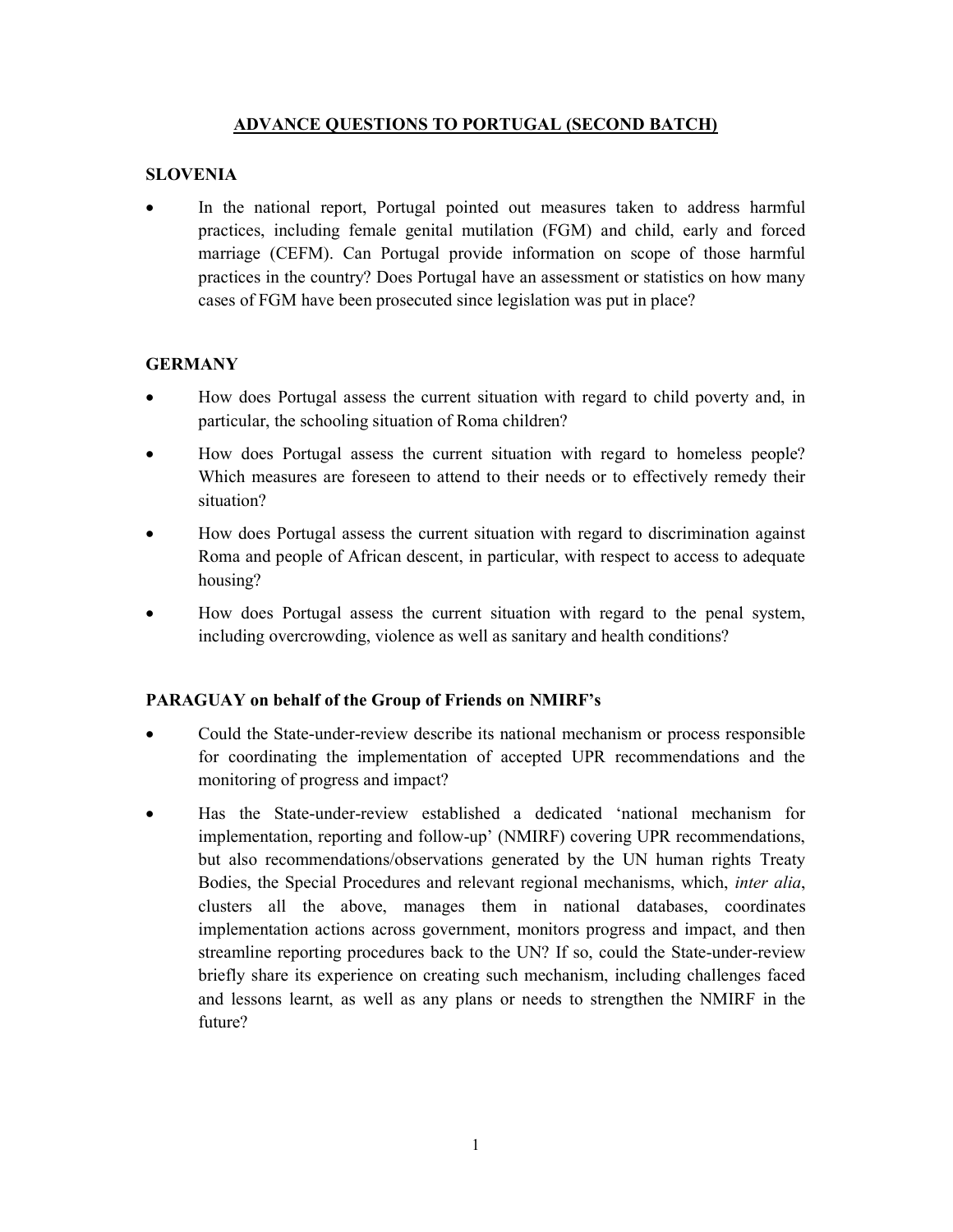# ADVANCE QUESTIONS TO PORTUGAL (SECOND BATCH)

## SLOVENIA

- In the national report, Portugal pointed out measures taken to address harmful practices, including female genital mutilation (FGM) and child, early and forced marriage (CEFM). Can Portugal provide information on scope of those harmful practices in the country? Does Portugal have an assessment or statistics on how many cases of FGM have been prosecuted since legislation was put in place?

## GERMANY

- How does Portugal assess the current situation with regard to child poverty and, in particular, the schooling situation of Roma children?
- How does Portugal assess the current situation with regard to homeless people? Which measures are foreseen to attend to their needs or to effectively remedy their situation?
- How does Portugal assess the current situation with regard to discrimination against Roma and people of African descent, in particular, with respect to access to adequate housing?
- How does Portugal assess the current situation with regard to the penal system, including overcrowding, violence as well as sanitary and health conditions?

## PARAGUAY on behalf of the Group of Friends on NMIRF's

- Could the State-under-review describe its national mechanism or process responsible for coordinating the implementation of accepted UPR recommendations and the monitoring of progress and impact?
- Has the State-under-review established a dedicated 'national mechanism for implementation, reporting and follow-up' (NMIRF) covering UPR recommendations, but also recommendations/observations generated by the UN human rights Treaty Bodies, the Special Procedures and relevant regional mechanisms, which, *inter alia*, clusters all the above, manages them in national databases, coordinates implementation actions across government, monitors progress and impact, and then streamline reporting procedures back to the UN? If so, could the State-under-review briefly share its experience on creating such mechanism, including challenges faced and lessons learnt, as well as any plans or needs to strengthen the NMIRF in the future?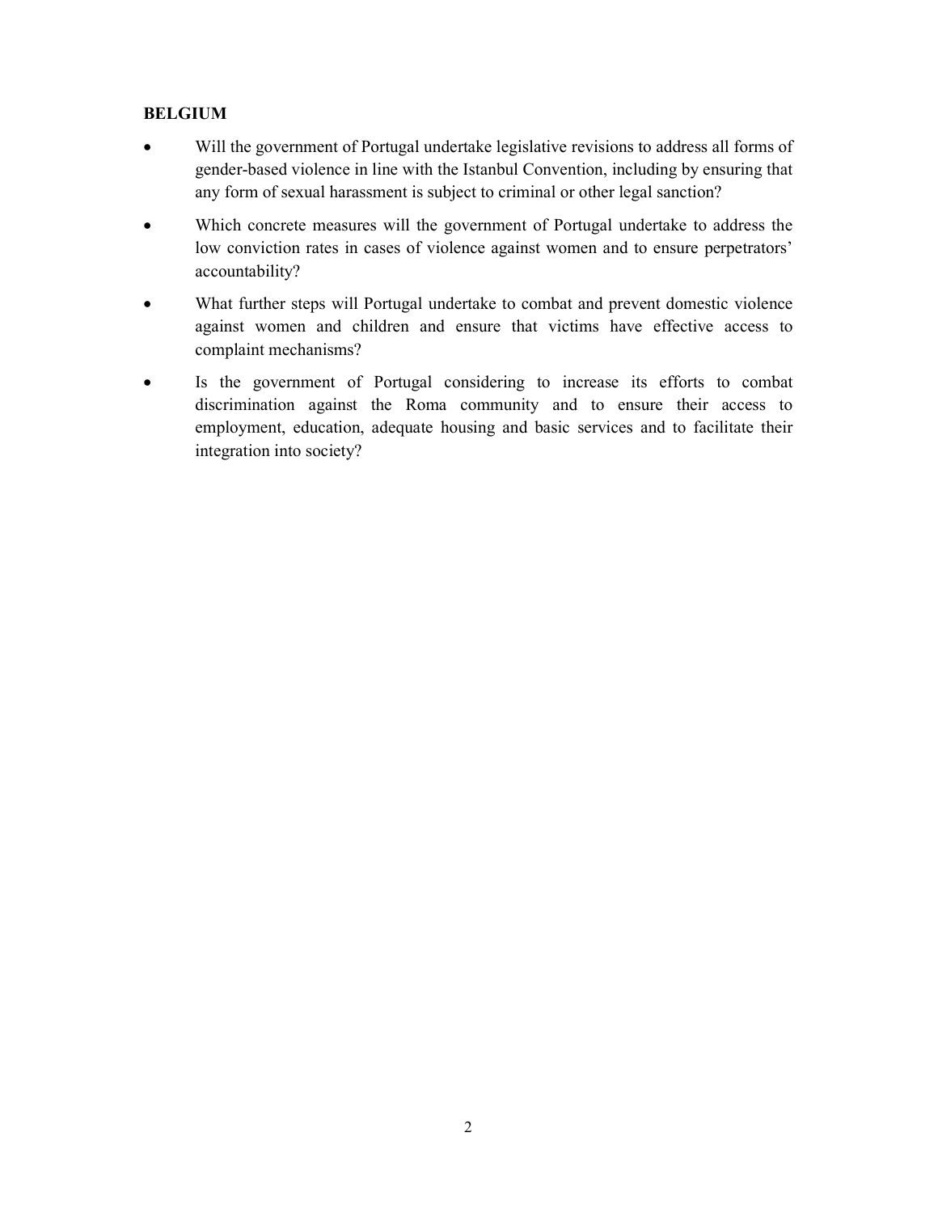**BELGIUM**

- Will the government of Portugal undertake legislative revisions to address all forms of gender-based violence in line with the Istanbul Convention, including by ensuring that any form of sexual harassment is subject to criminal or other legal sanction?
- Which concrete measures will the government of Portugal undertake to address the low conviction rates in cases of violence against women and to ensure perpetrators' accountability?
- What further steps will Portugal undertake to combat and prevent domestic violence against women and children and ensure that victims have effective access to complaint mechanisms?
- Is the government of Portugal considering to increase its efforts to combat discrimination against the Roma community and to ensure their access to employment, education, adequate housing and basic services and to facilitate their integration into society?